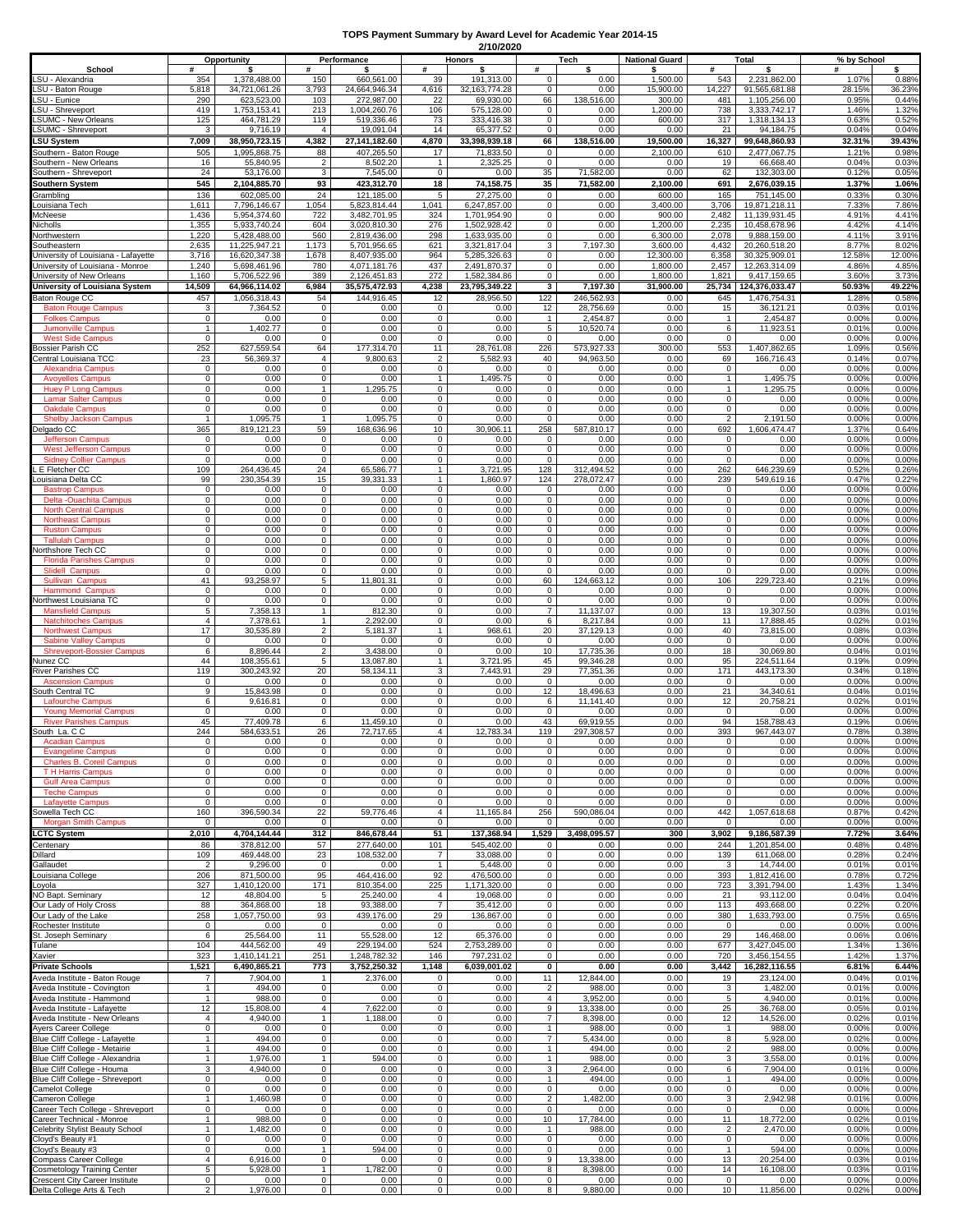# TOPS Payment Summary by Award Level for Academic Year 2014-15

2/10/2020

| School | Opportunity | | Performance | | Honors | | Tech | | National Guard | Total | | % by School | |
|---|---|---|---|---|---|---|---|---|---|---|---|---|---|
| | # | $ | # | $ | # | $ | # | $ | $ | # | $ | # | $ |
| LSU - Alexandria | 354 | 1,378,488.00 | 150 | 660,561.00 | 39 | 191,313.00 | 0 | 0.00 | 1,500.00 | 543 | 2,231,862.00 | 1.07% | 0.88% |
| LSU - Baton Rouge | 5,818 | 34,721,061.26 | 3,793 | 24,664,946.34 | 4,616 | 32,163,774.28 | 0 | 0.00 | 15,900.00 | 14,227 | 91,565,681.88 | 28.15% | 36.23% |
| LSU - Eunice | 290 | 623,523.00 | 103 | 272,987.00 | 22 | 69,930.00 | 66 | 138,516.00 | 300.00 | 481 | 1,105,256.00 | 0.95% | 0.44% |
| LSU - Shreveport | 419 | 1,753,153.41 | 213 | 1,004,260.76 | 106 | 575,128.00 | 0 | 0.00 | 1,200.00 | 738 | 3,333,742.17 | 1.46% | 1.32% |
| LSUMC - New Orleans | 125 | 464,781.29 | 119 | 519,336.46 | 73 | 333,416.38 | 0 | 0.00 | 600.00 | 317 | 1,318,134.13 | 0.63% | 0.52% |
| LSUMC - Shreveport | 3 | 9,716.19 | 4 | 19,091.04 | 14 | 65,377.52 | 0 | 0.00 | 0.00 | 21 | 94,184.75 | 0.04% | 0.04% |
| **LSU System** | **7,009** | **38,950,723.15** | **4,382** | **27,141,182.60** | **4,870** | **33,398,939.18** | **66** | **138,516.00** | **19,500.00** | **16,327** | **99,648,860.93** | **32.31%** | **39.43%** |
| Southern - Baton Rouge | 505 | 1,995,868.75 | 88 | 407,265.50 | 17 | 71,833.50 | 0 | 0.00 | 2,100.00 | 610 | 2,477,067.75 | 1.21% | 0.98% |
| Southern - New Orleans | 16 | 55,840.95 | 2 | 8,502.20 | 1 | 2,325.25 | 0 | 0.00 | 0.00 | 19 | 66,668.40 | 0.04% | 0.03% |
| Southern - Shreveport | 24 | 53,176.00 | 3 | 7,545.00 | 0 | 0.00 | 35 | 71,582.00 | 0.00 | 62 | 132,303.00 | 0.12% | 0.05% |
| **Southern System** | **545** | **2,104,885.70** | **93** | **423,312.70** | **18** | **74,158.75** | **35** | **71,582.00** | **2,100.00** | **691** | **2,676,039.15** | **1.37%** | **1.06%** |
| Grambling | 136 | 602,085.00 | 24 | 121,185.00 | 5 | 27,275.00 | 0 | 0.00 | 600.00 | 165 | 751,145.00 | 0.33% | 0.30% |
| Louisiana Tech | 1,611 | 7,796,146.67 | 1,054 | 5,823,814.44 | 1,041 | 6,247,857.00 | 0 | 0.00 | 3,400.00 | 3,706 | 19,871,218.11 | 7.33% | 7.86% |
| McNeese | 1,436 | 5,954,374.60 | 722 | 3,482,701.95 | 324 | 1,701,954.90 | 0 | 0.00 | 900.00 | 2,482 | 11,139,931.45 | 4.91% | 4.41% |
| Nicholls | 1,355 | 5,933,740.24 | 604 | 3,020,810.30 | 276 | 1,502,928.42 | 0 | 0.00 | 1,200.00 | 2,235 | 10,458,678.96 | 4.42% | 4.14% |
| Northwestern | 1,220 | 5,428,488.00 | 560 | 2,819,436.00 | 298 | 1,633,935.00 | 0 | 0.00 | 6,300.00 | 2,078 | 9,888,159.00 | 4.11% | 3.91% |
| Southeastern | 2,635 | 11,225,947.21 | 1,173 | 5,701,956.65 | 621 | 3,321,817.04 | 3 | 7,197.30 | 3,600.00 | 4,432 | 20,260,518.20 | 8.77% | 8.02% |
| University of Louisiana - Lafayette | 3,716 | 16,620,347.38 | 1,678 | 8,407,935.00 | 964 | 5,285,326.63 | 0 | 0.00 | 12,300.00 | 6,358 | 30,325,909.01 | 12.58% | 12.00% |
| University of Louisiana - Monroe | 1,240 | 5,698,461.96 | 780 | 4,071,181.76 | 437 | 2,491,870.37 | 0 | 0.00 | 1,800.00 | 2,457 | 12,263,314.09 | 4.86% | 4.85% |
| University of New Orleans | 1,160 | 5,706,522.96 | 389 | 2,126,451.83 | 272 | 1,582,384.86 | 0 | 0.00 | 1,800.00 | 1,821 | 9,417,159.65 | 3.60% | 3.73% |
| **University of Louisiana System** | **14,509** | **64,966,114.02** | **6,984** | **35,575,472.93** | **4,238** | **23,795,349.22** | **3** | **7,197.30** | **31,900.00** | **25,734** | **124,376,033.47** | **50.93%** | **49.22%** |
| Baton Rouge CC | 457 | 1,056,318.43 | 54 | 144,916.45 | 12 | 28,956.50 | 122 | 246,562.93 | 0.00 | 645 | 1,476,754.31 | 1.28% | 0.58% |
| Baton Rouge Campus | 3 | 7,364.52 | 0 | 0.00 | 0 | 0.00 | 12 | 28,756.69 | 0.00 | 15 | 36,121.21 | 0.03% | 0.01% |
| Folkes Campus | 0 | 0.00 | 0 | 0.00 | 0 | 0.00 | 1 | 2,454.87 | 0.00 | 1 | 2,454.87 | 0.00% | 0.00% |
| Jumonville Campus | 1 | 1,402.77 | 0 | 0.00 | 0 | 0.00 | 5 | 10,520.74 | 0.00 | 6 | 11,923.51 | 0.01% | 0.00% |
| West Side Campus | 0 | 0.00 | 0 | 0.00 | 0 | 0.00 | 0 | 0.00 | 0.00 | 0 | 0.00 | 0.00% | 0.00% |
| Bossier Parish CC | 252 | 627,559.54 | 64 | 177,314.70 | 11 | 28,761.08 | 226 | 573,927.33 | 300.00 | 553 | 1,407,862.65 | 1.09% | 0.56% |
| Central Louisiana TCC | 23 | 56,369.37 | 4 | 9,800.63 | 2 | 5,582.93 | 40 | 94,963.50 | 0.00 | 69 | 166,716.43 | 0.14% | 0.07% |
| Alexandria Campus | 0 | 0.00 | 0 | 0.00 | 0 | 0.00 | 0 | 0.00 | 0.00 | 0 | 0.00 | 0.00% | 0.00% |
| Avoyelles Campus | 0 | 0.00 | 0 | 0.00 | 1 | 1,495.75 | 0 | 0.00 | 0.00 | 1 | 1,495.75 | 0.00% | 0.00% |
| Huey P Long Campus | 0 | 0.00 | 1 | 1,295.75 | 0 | 0.00 | 0 | 0.00 | 0.00 | 1 | 1,295.75 | 0.00% | 0.00% |
| Lamar Salter Campus | 0 | 0.00 | 0 | 0.00 | 0 | 0.00 | 0 | 0.00 | 0.00 | 0 | 0.00 | 0.00% | 0.00% |
| Oakdale Campus | 0 | 0.00 | 0 | 0.00 | 0 | 0.00 | 0 | 0.00 | 0.00 | 0 | 0.00 | 0.00% | 0.00% |
| Shelby Jackson Campus | 1 | 1,095.75 | 1 | 1,095.75 | 0 | 0.00 | 0 | 0.00 | 0.00 | 2 | 2,191.50 | 0.00% | 0.00% |
| Delgado CC | 365 | 819,121.23 | 59 | 168,636.96 | 10 | 30,906.11 | 258 | 587,810.17 | 0.00 | 692 | 1,606,474.47 | 1.37% | 0.64% |
| Jefferson Campus | 0 | 0.00 | 0 | 0.00 | 0 | 0.00 | 0 | 0.00 | 0.00 | 0 | 0.00 | 0.00% | 0.00% |
| West Jefferson Campus | 0 | 0.00 | 0 | 0.00 | 0 | 0.00 | 0 | 0.00 | 0.00 | 0 | 0.00 | 0.00% | 0.00% |
| Sidney Collier Campus | 0 | 0.00 | 0 | 0.00 | 0 | 0.00 | 0 | 0.00 | 0.00 | 0 | 0.00 | 0.00% | 0.00% |
| L E Fletcher CC | 109 | 264,436.45 | 24 | 65,586.77 | 1 | 3,721.95 | 128 | 312,494.52 | 0.00 | 262 | 646,239.69 | 0.52% | 0.26% |
| Louisiana Delta CC | 99 | 230,354.39 | 15 | 39,331.33 | 1 | 1,860.97 | 124 | 278,072.47 | 0.00 | 239 | 549,619.16 | 0.47% | 0.22% |
| Bastrop Campus | 0 | 0.00 | 0 | 0.00 | 0 | 0.00 | 0 | 0.00 | 0.00 | 0 | 0.00 | 0.00% | 0.00% |
| Delta -Ouachita Campus | 0 | 0.00 | 0 | 0.00 | 0 | 0.00 | 0 | 0.00 | 0.00 | 0 | 0.00 | 0.00% | 0.00% |
| North Central Campus | 0 | 0.00 | 0 | 0.00 | 0 | 0.00 | 0 | 0.00 | 0.00 | 0 | 0.00 | 0.00% | 0.00% |
| Northeast Campus | 0 | 0.00 | 0 | 0.00 | 0 | 0.00 | 0 | 0.00 | 0.00 | 0 | 0.00 | 0.00% | 0.00% |
| Ruston Campus | 0 | 0.00 | 0 | 0.00 | 0 | 0.00 | 0 | 0.00 | 0.00 | 0 | 0.00 | 0.00% | 0.00% |
| Tallulah Campus | 0 | 0.00 | 0 | 0.00 | 0 | 0.00 | 0 | 0.00 | 0.00 | 0 | 0.00 | 0.00% | 0.00% |
| Northshore Tech CC | 0 | 0.00 | 0 | 0.00 | 0 | 0.00 | 0 | 0.00 | 0.00 | 0 | 0.00 | 0.00% | 0.00% |
| Florida Parishes Campus | 0 | 0.00 | 0 | 0.00 | 0 | 0.00 | 0 | 0.00 | 0.00 | 0 | 0.00 | 0.00% | 0.00% |
| Slidell Campus | 0 | 0.00 | 0 | 0.00 | 0 | 0.00 | 0 | 0.00 | 0.00 | 0 | 0.00 | 0.00% | 0.00% |
| Sullivan Campus | 41 | 93,258.97 | 5 | 11,801.31 | 0 | 0.00 | 60 | 124,663.12 | 0.00 | 106 | 229,723.40 | 0.21% | 0.09% |
| Hammond Campus | 0 | 0.00 | 0 | 0.00 | 0 | 0.00 | 0 | 0.00 | 0.00 | 0 | 0.00 | 0.00% | 0.00% |
| Northwest Louisiana TC | 0 | 0.00 | 0 | 0.00 | 0 | 0.00 | 0 | 0.00 | 0.00 | 0 | 0.00 | 0.00% | 0.00% |
| Mansfield Campus | 5 | 7,358.13 | 1 | 812.30 | 0 | 0.00 | 7 | 11,137.07 | 0.00 | 13 | 19,307.50 | 0.03% | 0.01% |
| Natchitoches Campus | 4 | 7,378.61 | 1 | 2,292.00 | 0 | 0.00 | 6 | 8,217.84 | 0.00 | 11 | 17,888.45 | 0.02% | 0.01% |
| Northwest Campus | 17 | 30,535.89 | 2 | 5,181.37 | 1 | 968.61 | 20 | 37,129.13 | 0.00 | 40 | 73,815.00 | 0.08% | 0.03% |
| Sabine Valley Campus | 0 | 0.00 | 0 | 0.00 | 0 | 0.00 | 0 | 0.00 | 0.00 | 0 | 0.00 | 0.00% | 0.00% |
| Shreveport-Bossier Campus | 6 | 8,896.44 | 2 | 3,438.00 | 0 | 0.00 | 10 | 17,735.36 | 0.00 | 18 | 30,069.80 | 0.04% | 0.01% |
| Nunez CC | 44 | 108,355.61 | 5 | 13,087.80 | 1 | 3,721.95 | 45 | 99,346.28 | 0.00 | 95 | 224,511.64 | 0.19% | 0.09% |
| River Parishes CC | 119 | 300,243.92 | 20 | 58,134.11 | 3 | 7,443.91 | 29 | 77,351.36 | 0.00 | 171 | 443,173.30 | 0.34% | 0.18% |
| Ascension Campus | 0 | 0.00 | 0 | 0.00 | 0 | 0.00 | 0 | 0.00 | 0.00 | 0 | 0.00 | 0.00% | 0.00% |
| South Central TC | 9 | 15,843.98 | 0 | 0.00 | 0 | 0.00 | 12 | 18,496.63 | 0.00 | 21 | 34,340.61 | 0.04% | 0.01% |
| Lafourche Campus | 6 | 9,616.81 | 0 | 0.00 | 0 | 0.00 | 6 | 11,141.40 | 0.00 | 12 | 20,758.21 | 0.02% | 0.01% |
| Young Memorial Campus | 0 | 0.00 | 0 | 0.00 | 0 | 0.00 | 0 | 0.00 | 0.00 | 0 | 0.00 | 0.00% | 0.00% |
| River Parishes Campus | 45 | 77,409.78 | 6 | 11,459.10 | 0 | 0.00 | 43 | 69,919.55 | 0.00 | 94 | 158,788.43 | 0.19% | 0.06% |
| South La. C C | 244 | 584,633.51 | 26 | 72,717.65 | 4 | 12,783.34 | 119 | 297,308.57 | 0.00 | 393 | 967,443.07 | 0.78% | 0.38% |
| Acadian Campus | 0 | 0.00 | 0 | 0.00 | 0 | 0.00 | 0 | 0.00 | 0.00 | 0 | 0.00 | 0.00% | 0.00% |
| Evangeline Campus | 0 | 0.00 | 0 | 0.00 | 0 | 0.00 | 0 | 0.00 | 0.00 | 0 | 0.00 | 0.00% | 0.00% |
| Charles B. Coreil Campus | 0 | 0.00 | 0 | 0.00 | 0 | 0.00 | 0 | 0.00 | 0.00 | 0 | 0.00 | 0.00% | 0.00% |
| T H Harris Campus | 0 | 0.00 | 0 | 0.00 | 0 | 0.00 | 0 | 0.00 | 0.00 | 0 | 0.00 | 0.00% | 0.00% |
| Gulf Area Campus | 0 | 0.00 | 0 | 0.00 | 0 | 0.00 | 0 | 0.00 | 0.00 | 0 | 0.00 | 0.00% | 0.00% |
| Teche Campus | 0 | 0.00 | 0 | 0.00 | 0 | 0.00 | 0 | 0.00 | 0.00 | 0 | 0.00 | 0.00% | 0.00% |
| Lafayette Campus | 0 | 0.00 | 0 | 0.00 | 0 | 0.00 | 0 | 0.00 | 0.00 | 0 | 0.00 | 0.00% | 0.00% |
| Sowella Tech CC | 160 | 396,590.34 | 22 | 59,776.46 | 4 | 11,165.84 | 256 | 590,086.04 | 0.00 | 442 | 1,057,618.68 | 0.87% | 0.42% |
| Morgan Smith Campus | 0 | 0.00 | 0 | 0.00 | 0 | 0.00 | 0 | 0.00 | 0.00 | 0 | 0.00 | 0.00% | 0.00% |
| **LCTC System** | **2,010** | **4,704,144.44** | **312** | **846,678.44** | **51** | **137,368.94** | **1,529** | **3,498,095.57** | **300** | **3,902** | **9,186,587.39** | **7.72%** | **3.64%** |
| Centenary | 86 | 378,812.00 | 57 | 277,640.00 | 101 | 545,402.00 | 0 | 0.00 | 0.00 | 244 | 1,201,854.00 | 0.48% | 0.48% |
| Dillard | 109 | 469,448.00 | 23 | 108,532.00 | 7 | 33,088.00 | 0 | 0.00 | 0.00 | 139 | 611,068.00 | 0.28% | 0.24% |
| Gallaudet | 2 | 9,296.00 | 0 | 0.00 | 1 | 5,448.00 | 0 | 0.00 | 0.00 | 3 | 14,744.00 | 0.01% | 0.01% |
| Louisiana College | 206 | 871,500.00 | 95 | 464,416.00 | 92 | 476,500.00 | 0 | 0.00 | 0.00 | 393 | 1,812,416.00 | 0.78% | 0.72% |
| Loyola | 327 | 1,410,120.00 | 171 | 810,354.00 | 225 | 1,171,320.00 | 0 | 0.00 | 0.00 | 723 | 3,391,794.00 | 1.43% | 1.34% |
| NO Bapt. Seminary | 12 | 48,804.00 | 5 | 25,240.00 | 4 | 19,068.00 | 0 | 0.00 | 0.00 | 21 | 93,112.00 | 0.04% | 0.04% |
| Our Lady of Holy Cross | 88 | 364,868.00 | 18 | 93,388.00 | 7 | 35,412.00 | 0 | 0.00 | 0.00 | 113 | 493,668.00 | 0.22% | 0.20% |
| Our Lady of the Lake | 258 | 1,057,750.00 | 93 | 439,176.00 | 29 | 136,867.00 | 0 | 0.00 | 0.00 | 380 | 1,633,793.00 | 0.75% | 0.65% |
| Rochester Institute | 0 | 0.00 | 0 | 0.00 | 0 | 0.00 | 0 | 0.00 | 0.00 | 0 | 0.00 | 0.00% | 0.00% |
| St. Joseph Seminary | 6 | 25,564.00 | 11 | 55,528.00 | 12 | 65,376.00 | 0 | 0.00 | 0.00 | 29 | 146,468.00 | 0.06% | 0.06% |
| Tulane | 104 | 444,562.00 | 49 | 229,194.00 | 524 | 2,753,289.00 | 0 | 0.00 | 0.00 | 677 | 3,427,045.00 | 1.34% | 1.36% |
| Xavier | 323 | 1,410,141.21 | 251 | 1,248,782.32 | 146 | 797,231.02 | 0 | 0.00 | 0.00 | 720 | 3,456,154.55 | 1.42% | 1.37% |
| **Private Schools** | **1,521** | **6,490,865.21** | **773** | **3,752,250.32** | **1,148** | **6,039,001.02** | **0** | **0.00** | **0.00** | **3,442** | **16,282,116.55** | **6.81%** | **6.44%** |
| Aveda Institute - Baton Rouge | 7 | 7,904.00 | 1 | 2,376.00 | 0 | 0.00 | 11 | 12,844.00 | 0.00 | 19 | 23,124.00 | 0.04% | 0.01% |
| Aveda Institute - Covington | 1 | 494.00 | 0 | 0.00 | 0 | 0.00 | 2 | 988.00 | 0.00 | 3 | 1,482.00 | 0.01% | 0.00% |
| Aveda Institute - Hammond | 1 | 988.00 | 0 | 0.00 | 0 | 0.00 | 4 | 3,952.00 | 0.00 | 5 | 4,940.00 | 0.01% | 0.00% |
| Aveda Institute - Lafayette | 12 | 15,808.00 | 4 | 7,622.00 | 0 | 0.00 | 9 | 13,338.00 | 0.00 | 25 | 36,768.00 | 0.05% | 0.01% |
| Aveda Institute - New Orleans | 4 | 4,940.00 | 1 | 1,188.00 | 0 | 0.00 | 7 | 8,398.00 | 0.00 | 12 | 14,526.00 | 0.02% | 0.01% |
| Ayers Career College | 0 | 0.00 | 0 | 0.00 | 0 | 0.00 | 1 | 988.00 | 0.00 | 1 | 988.00 | 0.00% | 0.00% |
| Blue Cliff College - Lafayette | 1 | 494.00 | 0 | 0.00 | 0 | 0.00 | 7 | 5,434.00 | 0.00 | 8 | 5,928.00 | 0.02% | 0.00% |
| Blue Cliff College - Metairie | 1 | 494.00 | 0 | 0.00 | 0 | 0.00 | 1 | 494.00 | 0.00 | 2 | 988.00 | 0.00% | 0.00% |
| Blue Cliff College - Alexandria | 1 | 1,976.00 | 1 | 594.00 | 0 | 0.00 | 1 | 988.00 | 0.00 | 3 | 3,558.00 | 0.01% | 0.00% |
| Blue Cliff College - Houma | 3 | 4,940.00 | 0 | 0.00 | 0 | 0.00 | 3 | 2,964.00 | 0.00 | 6 | 7,904.00 | 0.01% | 0.00% |
| Blue Cliff College - Shreveport | 0 | 0.00 | 0 | 0.00 | 0 | 0.00 | 1 | 494.00 | 0.00 | 1 | 494.00 | 0.00% | 0.00% |
| Camelot College | 0 | 0.00 | 0 | 0.00 | 0 | 0.00 | 0 | 0.00 | 0.00 | 0 | 0.00 | 0.00% | 0.00% |
| Cameron College | 1 | 1,460.98 | 0 | 0.00 | 0 | 0.00 | 2 | 1,482.00 | 0.00 | 3 | 2,942.98 | 0.01% | 0.00% |
| Career Tech College - Shreveport | 0 | 0.00 | 0 | 0.00 | 0 | 0.00 | 0 | 0.00 | 0.00 | 0 | 0.00 | 0.00% | 0.00% |
| Career Technical - Monroe | 1 | 988.00 | 0 | 0.00 | 0 | 0.00 | 10 | 17,784.00 | 0.00 | 11 | 18,772.00 | 0.02% | 0.01% |
| Celebrity Stylist Beauty School | 1 | 1,482.00 | 0 | 0.00 | 0 | 0.00 | 1 | 988.00 | 0.00 | 2 | 2,470.00 | 0.00% | 0.00% |
| Cloyd's Beauty #1 | 0 | 0.00 | 0 | 0.00 | 0 | 0.00 | 0 | 0.00 | 0.00 | 0 | 0.00 | 0.00% | 0.00% |
| Cloyd's Beauty #3 | 0 | 0.00 | 1 | 594.00 | 0 | 0.00 | 0 | 0.00 | 0.00 | 1 | 594.00 | 0.00% | 0.00% |
| Compass Career College | 4 | 6,916.00 | 0 | 0.00 | 0 | 0.00 | 9 | 13,338.00 | 0.00 | 13 | 20,254.00 | 0.03% | 0.01% |
| Cosmetology Training Center | 5 | 5,928.00 | 1 | 1,782.00 | 0 | 0.00 | 8 | 8,398.00 | 0.00 | 14 | 16,108.00 | 0.03% | 0.01% |
| Crescent City Career Institute | 0 | 0.00 | 0 | 0.00 | 0 | 0.00 | 0 | 0.00 | 0.00 | 0 | 0.00 | 0.00% | 0.00% |
| Delta College Arts & Tech | 2 | 1,976.00 | 0 | 0.00 | 0 | 0.00 | 8 | 9,880.00 | 0.00 | 10 | 11,856.00 | 0.02% | 0.00% |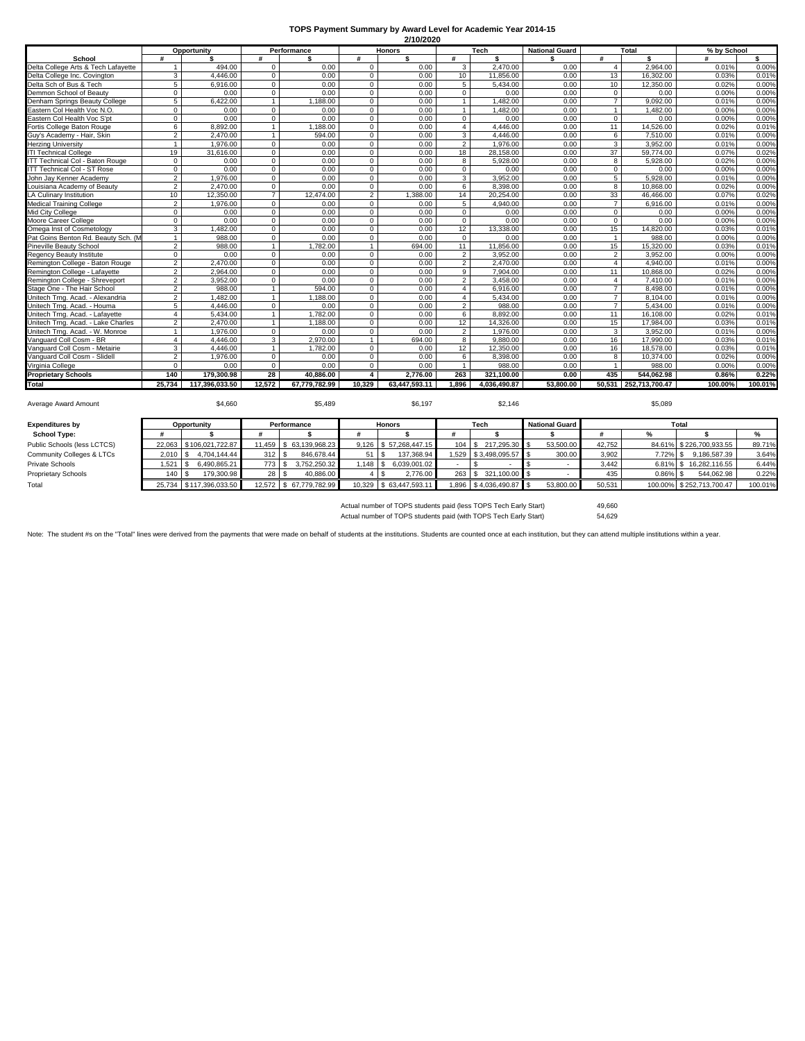**TOPS Payment Summary by Award Level for Academic Year 2014-15**

**2/10/2020**

| School | Opportunity # | Opportunity $ | Performance # | Performance $ | Honors # | Honors $ | Tech # | Tech $ | National Guard $ | Total # | Total $ | % by School # | % by School $ |
|---|---|---|---|---|---|---|---|---|---|---|---|---|---|
| Delta College Arts & Tech Lafayette | 1 | 494.00 | 0 | 0.00 | 0 | 0.00 | 3 | 2,470.00 | 0.00 | 4 | 2,964.00 | 0.01% | 0.00% |
| Delta College Inc. Covington | 3 | 4,446.00 | 0 | 0.00 | 0 | 0.00 | 10 | 11,856.00 | 0.00 | 13 | 16,302.00 | 0.03% | 0.01% |
| Delta Sch of Bus & Tech | 5 | 6,916.00 | 0 | 0.00 | 0 | 0.00 | 5 | 5,434.00 | 0.00 | 10 | 12,350.00 | 0.02% | 0.00% |
| Demmon School of Beauty | 0 | 0.00 | 0 | 0.00 | 0 | 0.00 | 0 | 0.00 | 0.00 | 0 | 0.00 | 0.00% | 0.00% |
| Denham Springs Beauty College | 5 | 6,422.00 | 1 | 1,188.00 | 0 | 0.00 | 1 | 1,482.00 | 0.00 | 7 | 9,092.00 | 0.01% | 0.00% |
| Eastern Col Health Voc N.O. | 0 | 0.00 | 0 | 0.00 | 0 | 0.00 | 1 | 1,482.00 | 0.00 | 1 | 1,482.00 | 0.00% | 0.00% |
| Eastern Col Health Voc S'pt | 0 | 0.00 | 0 | 0.00 | 0 | 0.00 | 0 | 0.00 | 0.00 | 0 | 0.00 | 0.00% | 0.00% |
| Fortis College Baton Rouge | 6 | 8,892.00 | 1 | 1,188.00 | 0 | 0.00 | 4 | 4,446.00 | 0.00 | 11 | 14,526.00 | 0.02% | 0.01% |
| Guy's Academy - Hair, Skin | 2 | 2,470.00 | 1 | 594.00 | 0 | 0.00 | 3 | 4,446.00 | 0.00 | 6 | 7,510.00 | 0.01% | 0.00% |
| Herzing University | 1 | 1,976.00 | 0 | 0.00 | 0 | 0.00 | 2 | 1,976.00 | 0.00 | 3 | 3,952.00 | 0.01% | 0.00% |
| ITI Technical College | 19 | 31,616.00 | 0 | 0.00 | 0 | 0.00 | 18 | 28,158.00 | 0.00 | 37 | 59,774.00 | 0.07% | 0.02% |
| ITT Technical Col - Baton Rouge | 0 | 0.00 | 0 | 0.00 | 0 | 0.00 | 8 | 5,928.00 | 0.00 | 8 | 5,928.00 | 0.02% | 0.00% |
| ITT Technical Col - ST Rose | 0 | 0.00 | 0 | 0.00 | 0 | 0.00 | 0 | 0.00 | 0.00 | 0 | 0.00 | 0.00% | 0.00% |
| John Jay Kenner Academy | 2 | 1,976.00 | 0 | 0.00 | 0 | 0.00 | 3 | 3,952.00 | 0.00 | 5 | 5,928.00 | 0.01% | 0.00% |
| Louisiana Academy of Beauty | 2 | 2,470.00 | 0 | 0.00 | 0 | 0.00 | 6 | 8,398.00 | 0.00 | 8 | 10,868.00 | 0.02% | 0.00% |
| LA Culinary Institution | 10 | 12,350.00 | 7 | 12,474.00 | 2 | 1,388.00 | 14 | 20,254.00 | 0.00 | 33 | 46,466.00 | 0.07% | 0.02% |
| Medical Training College | 2 | 1,976.00 | 0 | 0.00 | 0 | 0.00 | 5 | 4,940.00 | 0.00 | 7 | 6,916.00 | 0.01% | 0.00% |
| Mid City College | 0 | 0.00 | 0 | 0.00 | 0 | 0.00 | 0 | 0.00 | 0.00 | 0 | 0.00 | 0.00% | 0.00% |
| Moore Career College | 0 | 0.00 | 0 | 0.00 | 0 | 0.00 | 0 | 0.00 | 0.00 | 0 | 0.00 | 0.00% | 0.00% |
| Omega Inst of Cosmetology | 3 | 1,482.00 | 0 | 0.00 | 0 | 0.00 | 12 | 13,338.00 | 0.00 | 15 | 14,820.00 | 0.03% | 0.01% |
| Pat Goins Benton Rd. Beauty Sch. (M | 1 | 988.00 | 0 | 0.00 | 0 | 0.00 | 0 | 0.00 | 0.00 | 1 | 988.00 | 0.00% | 0.00% |
| Pineville Beauty School | 2 | 988.00 | 1 | 1,782.00 | 1 | 694.00 | 11 | 11,856.00 | 0.00 | 15 | 15,320.00 | 0.03% | 0.01% |
| Regency Beauty Institute | 0 | 0.00 | 0 | 0.00 | 0 | 0.00 | 2 | 3,952.00 | 0.00 | 2 | 3,952.00 | 0.00% | 0.00% |
| Remington College - Baton Rouge | 2 | 2,470.00 | 0 | 0.00 | 0 | 0.00 | 2 | 2,470.00 | 0.00 | 4 | 4,940.00 | 0.01% | 0.00% |
| Remington College - Lafayette | 2 | 2,964.00 | 0 | 0.00 | 0 | 0.00 | 9 | 7,904.00 | 0.00 | 11 | 10,868.00 | 0.02% | 0.00% |
| Remington College - Shreveport | 2 | 3,952.00 | 0 | 0.00 | 0 | 0.00 | 2 | 3,458.00 | 0.00 | 4 | 7,410.00 | 0.01% | 0.00% |
| Stage One - The Hair School | 2 | 988.00 | 1 | 594.00 | 0 | 0.00 | 4 | 6,916.00 | 0.00 | 7 | 8,498.00 | 0.01% | 0.00% |
| Unitech Trng. Acad. - Alexandria | 2 | 1,482.00 | 1 | 1,188.00 | 0 | 0.00 | 4 | 5,434.00 | 0.00 | 7 | 8,104.00 | 0.01% | 0.00% |
| Unitech Trng. Acad. - Houma | 5 | 4,446.00 | 0 | 0.00 | 0 | 0.00 | 2 | 988.00 | 0.00 | 7 | 5,434.00 | 0.01% | 0.00% |
| Unitech Trng. Acad. - Lafayette | 4 | 5,434.00 | 1 | 1,782.00 | 0 | 0.00 | 6 | 8,892.00 | 0.00 | 11 | 16,108.00 | 0.02% | 0.01% |
| Unitech Trng. Acad. - Lake Charles | 2 | 2,470.00 | 1 | 1,188.00 | 0 | 0.00 | 12 | 14,326.00 | 0.00 | 15 | 17,984.00 | 0.03% | 0.01% |
| Unitech Trng. Acad. - W. Monroe | 1 | 1,976.00 | 0 | 0.00 | 0 | 0.00 | 2 | 1,976.00 | 0.00 | 3 | 3,952.00 | 0.01% | 0.00% |
| Vanguard Coll Cosm - BR | 4 | 4,446.00 | 3 | 2,970.00 | 1 | 694.00 | 8 | 9,880.00 | 0.00 | 16 | 17,990.00 | 0.03% | 0.01% |
| Vanguard Coll Cosm - Metairie | 3 | 4,446.00 | 1 | 1,782.00 | 0 | 0.00 | 12 | 12,350.00 | 0.00 | 16 | 18,578.00 | 0.03% | 0.01% |
| Vanguard Coll Cosm - Slidell | 2 | 1,976.00 | 0 | 0.00 | 0 | 0.00 | 6 | 8,398.00 | 0.00 | 8 | 10,374.00 | 0.02% | 0.00% |
| Virginia College | 0 | 0.00 | 0 | 0.00 | 0 | 0.00 | 1 | 988.00 | 0.00 | 1 | 988.00 | 0.00% | 0.00% |
| **Proprietary Schools** | **140** | **179,300.98** | **28** | **40,886.00** | **4** | **2,776.00** | **263** | **321,100.00** | **0.00** | **435** | **544,062.98** | **0.86%** | **0.22%** |
| **Total** | **25,734** | **117,396,033.50** | **12,572** | **67,779,782.99** | **10,329** | **63,447,593.11** | **1,896** | **4,036,490.87** | **53,800.00** | **50,531** | **252,713,700.47** | **100.00%** | **100.01%** |
| Average Award Amount | | $4,660 | | $5,489 | | $6,197 | | $2,146 | | | $5,089 | | |

| Expenditures by School Type: | Opportunity # | Opportunity $ | Performance # | Performance $ | Honors # | Honors $ | Tech # | Tech $ | National Guard $ | Total # | Total % | Total $ | Total % |
|---|---|---|---|---|---|---|---|---|---|---|---|---|---|
| Public Schools (less LCTCS) | 22,063 | $ 106,021,722.87 | 11,459 | $ 63,139,968.23 | 9,126 | $ 57,268,447.15 | 104 | $ 217,295.30 | $ 53,500.00 | 42,752 | 84.61% | $ 226,700,933.55 | 89.71% |
| Community Colleges & LTCs | 2,010 | $ 4,704,144.44 | 312 | $ 846,678.44 | 51 | $ 137,368.94 | 1,529 | $ 3,498,095.57 | $ 300.00 | 3,902 | 7.72% | $ 9,186,587.39 | 3.64% |
| Private Schools | 1,521 | $ 6,490,865.21 | 773 | $ 3,752,250.32 | 1,148 | $ 6,039,001.02 | - | $ - | $ - | 3,442 | 6.81% | $ 16,282,116.55 | 6.44% |
| Proprietary Schools | 140 | $ 179,300.98 | 28 | $ 40,886.00 | 4 | $ 2,776.00 | 263 | $ 321,100.00 | $ - | 435 | 0.86% | $ 544,062.98 | 0.22% |
| Total | 25,734 | $ 117,396,033.50 | 12,572 | $ 67,779,782.99 | 10,329 | $ 63,447,593.11 | 1,896 | $ 4,036,490.87 | $ 53,800.00 | 50,531 | 100.00% | $ 252,713,700.47 | 100.01% |

Actual number of TOPS students paid (less TOPS Tech Early Start) 49,660

Actual number of TOPS students paid (with TOPS Tech Early Start) 54,629

Note: The student #s on the "Total" lines were derived from the payments that were made on behalf of students at the institutions. Students are counted once at each institution, but they can attend multiple institutions within a year.